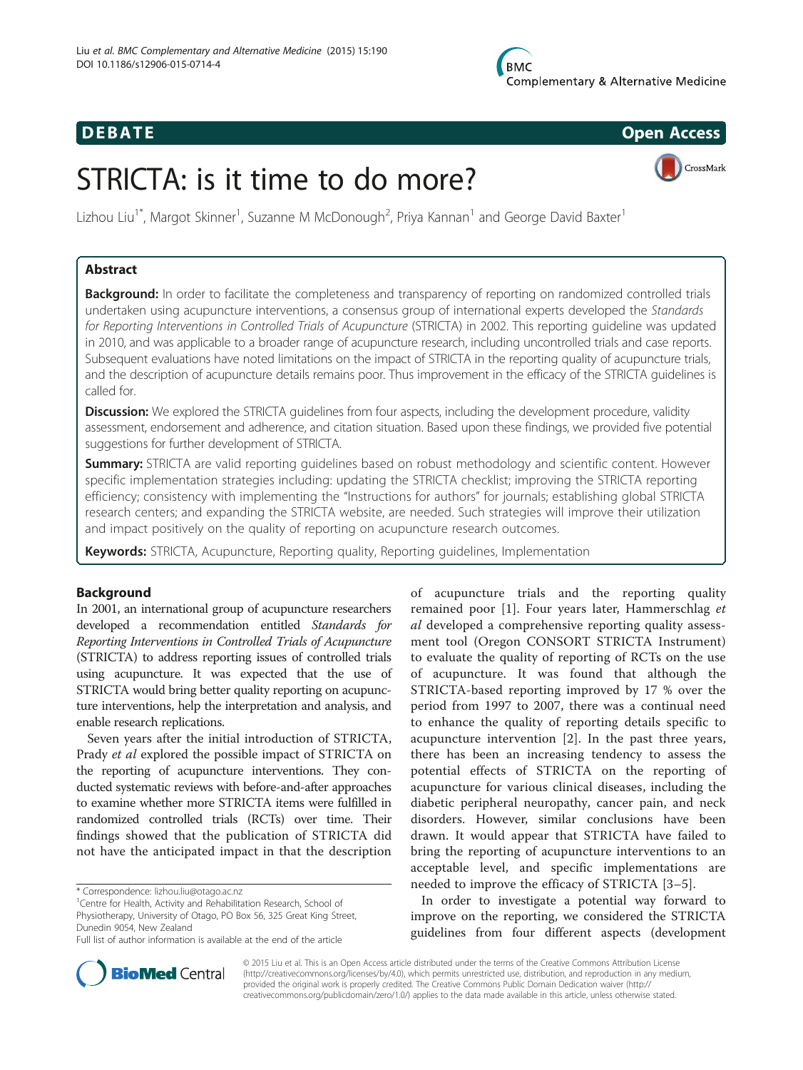**DEBATE** **Open Access**

# STRICTA: is it time to do more?

Lizhou Liu[1*], Margot Skinner[1], Suzanne M McDonough[2], Priya Kannan[1] and George David Baxter[1]

## Abstract

**Background:** In order to facilitate the completeness and transparency of reporting on randomized controlled trials undertaken using acupuncture interventions, a consensus group of international experts developed the *Standards for Reporting Interventions in Controlled Trials of Acupuncture* (STRICTA) in 2002. This reporting guideline was updated in 2010, and was applicable to a broader range of acupuncture research, including uncontrolled trials and case reports. Subsequent evaluations have noted limitations on the impact of STRICTA in the reporting quality of acupuncture trials, and the description of acupuncture details remains poor. Thus improvement in the efficacy of the STRICTA guidelines is called for.

**Discussion:** We explored the STRICTA guidelines from four aspects, including the development procedure, validity assessment, endorsement and adherence, and citation situation. Based upon these findings, we provided five potential suggestions for further development of STRICTA.

**Summary:** STRICTA are valid reporting guidelines based on robust methodology and scientific content. However specific implementation strategies including: updating the STRICTA checklist; improving the STRICTA reporting efficiency; consistency with implementing the "Instructions for authors" for journals; establishing global STRICTA research centers; and expanding the STRICTA website, are needed. Such strategies will improve their utilization and impact positively on the quality of reporting on acupuncture research outcomes.

**Keywords:** STRICTA, Acupuncture, Reporting quality, Reporting guidelines, Implementation

## Background

In 2001, an international group of acupuncture researchers developed a recommendation entitled *Standards for Reporting Interventions in Controlled Trials of Acupuncture* (STRICTA) to address reporting issues of controlled trials using acupuncture. It was expected that the use of STRICTA would bring better quality reporting on acupuncture interventions, help the interpretation and analysis, and enable research replications.

Seven years after the initial introduction of STRICTA, Prady *et al* explored the possible impact of STRICTA on the reporting of acupuncture interventions. They conducted systematic reviews with before-and-after approaches to examine whether more STRICTA items were fulfilled in randomized controlled trials (RCTs) over time. Their findings showed that the publication of STRICTA did not have the anticipated impact in that the description of acupuncture trials and the reporting quality remained poor [1]. Four years later, Hammerschlag *et al* developed a comprehensive reporting quality assessment tool (Oregon CONSORT STRICTA Instrument) to evaluate the quality of reporting of RCTs on the use of acupuncture. It was found that although the STRICTA-based reporting improved by 17 % over the period from 1997 to 2007, there was a continual need to enhance the quality of reporting details specific to acupuncture intervention [2]. In the past three years, there has been an increasing tendency to assess the potential effects of STRICTA on the reporting of acupuncture for various clinical diseases, including the diabetic peripheral neuropathy, cancer pain, and neck disorders. However, similar conclusions have been drawn. It would appear that STRICTA have failed to bring the reporting of acupuncture interventions to an acceptable level, and specific implementations are needed to improve the efficacy of STRICTA [3–5].

In order to investigate a potential way forward to improve on the reporting, we considered the STRICTA guidelines from four different aspects (development

\* Correspondence: lizhou.liu@otago.ac.nz
[1]Centre for Health, Activity and Rehabilitation Research, School of Physiotherapy, University of Otago, PO Box 56, 325 Great King Street, Dunedin 9054, New Zealand
Full list of author information is available at the end of the article

© 2015 Liu et al. This is an Open Access article distributed under the terms of the Creative Commons Attribution License (http://creativecommons.org/licenses/by/4.0), which permits unrestricted use, distribution, and reproduction in any medium, provided the original work is properly credited. The Creative Commons Public Domain Dedication waiver (http://creativecommons.org/publicdomain/zero/1.0/) applies to the data made available in this article, unless otherwise stated.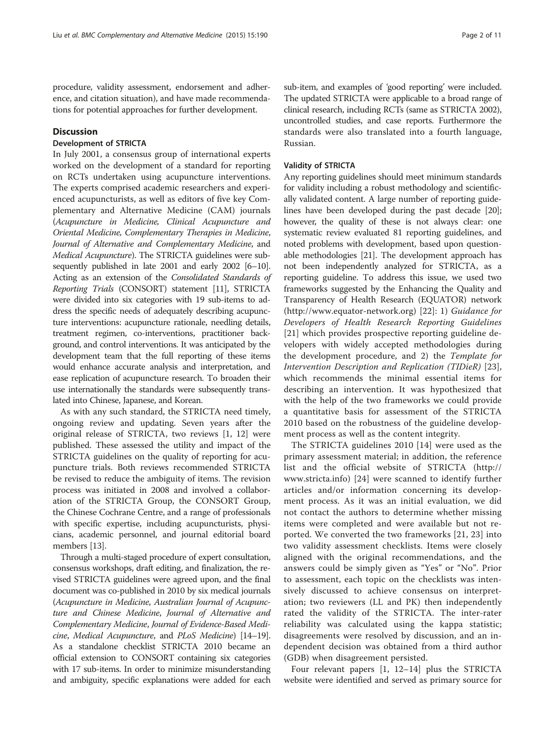procedure, validity assessment, endorsement and adherence, and citation situation), and have made recommendations for potential approaches for further development.

## Discussion

### Development of STRICTA

In July 2001, a consensus group of international experts worked on the development of a standard for reporting on RCTs undertaken using acupuncture interventions. The experts comprised academic researchers and experienced acupuncturists, as well as editors of five key Complementary and Alternative Medicine (CAM) journals (*Acupuncture in Medicine*, *Clinical Acupuncture and Oriental Medicine*, *Complementary Therapies in Medicine*, *Journal of Alternative and Complementary Medicine*, and *Medical Acupuncture*). The STRICTA guidelines were subsequently published in late 2001 and early 2002 [6–10]. Acting as an extension of the *Consolidated Standards of Reporting Trials* (CONSORT) statement [11], STRICTA were divided into six categories with 19 sub-items to address the specific needs of adequately describing acupuncture interventions: acupuncture rationale, needling details, treatment regimen, co-interventions, practitioner background, and control interventions. It was anticipated by the development team that the full reporting of these items would enhance accurate analysis and interpretation, and ease replication of acupuncture research. To broaden their use internationally the standards were subsequently translated into Chinese, Japanese, and Korean.

As with any such standard, the STRICTA need timely, ongoing review and updating. Seven years after the original release of STRICTA, two reviews [1, 12] were published. These assessed the utility and impact of the STRICTA guidelines on the quality of reporting for acupuncture trials. Both reviews recommended STRICTA be revised to reduce the ambiguity of items. The revision process was initiated in 2008 and involved a collaboration of the STRICTA Group, the CONSORT Group, the Chinese Cochrane Centre, and a range of professionals with specific expertise, including acupuncturists, physicians, academic personnel, and journal editorial board members [13].

Through a multi-staged procedure of expert consultation, consensus workshops, draft editing, and finalization, the revised STRICTA guidelines were agreed upon, and the final document was co-published in 2010 by six medical journals (*Acupuncture in Medicine*, *Australian Journal of Acupuncture and Chinese Medicine*, *Journal of Alternative and Complementary Medicine*, *Journal of Evidence-Based Medicine*, *Medical Acupuncture*, and *PLoS Medicine*) [14–19]. As a standalone checklist STRICTA 2010 became an official extension to CONSORT containing six categories with 17 sub-items. In order to minimize misunderstanding and ambiguity, specific explanations were added for each sub-item, and examples of 'good reporting' were included. The updated STRICTA were applicable to a broad range of clinical research, including RCTs (same as STRICTA 2002), uncontrolled studies, and case reports. Furthermore the standards were also translated into a fourth language, Russian.

### Validity of STRICTA

Any reporting guidelines should meet minimum standards for validity including a robust methodology and scientifically validated content. A large number of reporting guidelines have been developed during the past decade [20]; however, the quality of these is not always clear: one systematic review evaluated 81 reporting guidelines, and noted problems with development, based upon questionable methodologies [21]. The development approach has not been independently analyzed for STRICTA, as a reporting guideline. To address this issue, we used two frameworks suggested by the Enhancing the Quality and Transparency of Health Research (EQUATOR) network (http://www.equator-network.org) [22]: 1) *Guidance for Developers of Health Research Reporting Guidelines* [21] which provides prospective reporting guideline developers with widely accepted methodologies during the development procedure, and 2) the *Template for Intervention Description and Replication (TIDieR)* [23], which recommends the minimal essential items for describing an intervention. It was hypothesized that with the help of the two frameworks we could provide a quantitative basis for assessment of the STRICTA 2010 based on the robustness of the guideline development process as well as the content integrity.

The STRICTA guidelines 2010 [14] were used as the primary assessment material; in addition, the reference list and the official website of STRICTA (http://www.stricta.info) [24] were scanned to identify further articles and/or information concerning its development process. As it was an initial evaluation, we did not contact the authors to determine whether missing items were completed and were available but not reported. We converted the two frameworks [21, 23] into two validity assessment checklists. Items were closely aligned with the original recommendations, and the answers could be simply given as "Yes" or "No". Prior to assessment, each topic on the checklists was intensively discussed to achieve consensus on interpretation; two reviewers (LL and PK) then independently rated the validity of the STRICTA. The inter-rater reliability was calculated using the kappa statistic; disagreements were resolved by discussion, and an independent decision was obtained from a third author (GDB) when disagreement persisted.

Four relevant papers [1, 12–14] plus the STRICTA website were identified and served as primary source for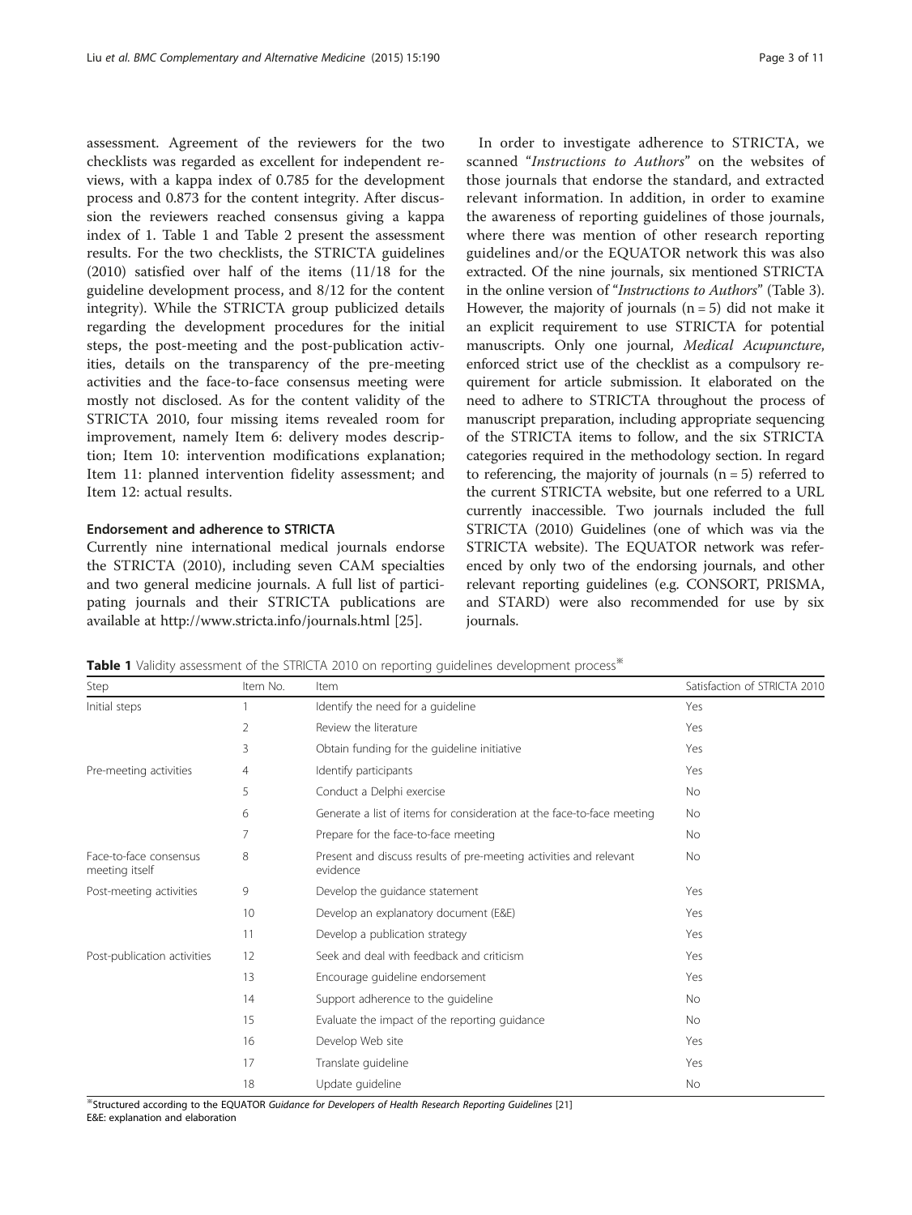assessment. Agreement of the reviewers for the two checklists was regarded as excellent for independent reviews, with a kappa index of 0.785 for the development process and 0.873 for the content integrity. After discussion the reviewers reached consensus giving a kappa index of 1. Table 1 and Table 2 present the assessment results. For the two checklists, the STRICTA guidelines (2010) satisfied over half of the items (11/18 for the guideline development process, and 8/12 for the content integrity). While the STRICTA group publicized details regarding the development procedures for the initial steps, the post-meeting and the post-publication activities, details on the transparency of the pre-meeting activities and the face-to-face consensus meeting were mostly not disclosed. As for the content validity of the STRICTA 2010, four missing items revealed room for improvement, namely Item 6: delivery modes description; Item 10: intervention modifications explanation; Item 11: planned intervention fidelity assessment; and Item 12: actual results.

### Endorsement and adherence to STRICTA

Currently nine international medical journals endorse the STRICTA (2010), including seven CAM specialties and two general medicine journals. A full list of participating journals and their STRICTA publications are available at http://www.stricta.info/journals.html [25].

In order to investigate adherence to STRICTA, we scanned "*Instructions to Authors*" on the websites of those journals that endorse the standard, and extracted relevant information. In addition, in order to examine the awareness of reporting guidelines of those journals, where there was mention of other research reporting guidelines and/or the EQUATOR network this was also extracted. Of the nine journals, six mentioned STRICTA in the online version of "*Instructions to Authors*" (Table 3). However, the majority of journals (n = 5) did not make it an explicit requirement to use STRICTA for potential manuscripts. Only one journal, *Medical Acupuncture*, enforced strict use of the checklist as a compulsory requirement for article submission. It elaborated on the need to adhere to STRICTA throughout the process of manuscript preparation, including appropriate sequencing of the STRICTA items to follow, and the six STRICTA categories required in the methodology section. In regard to referencing, the majority of journals (n = 5) referred to the current STRICTA website, but one referred to a URL currently inaccessible. Two journals included the full STRICTA (2010) Guidelines (one of which was via the STRICTA website). The EQUATOR network was referenced by only two of the endorsing journals, and other relevant reporting guidelines (e.g. CONSORT, PRISMA, and STARD) were also recommended for use by six journals.

**Table 1** Validity assessment of the STRICTA 2010 on reporting guidelines development process※

| Step | Item No. | Item | Satisfaction of STRICTA 2010 |
|---|---|---|---|
| Initial steps | 1 | Identify the need for a guideline | Yes |
| | 2 | Review the literature | Yes |
| | 3 | Obtain funding for the guideline initiative | Yes |
| Pre-meeting activities | 4 | Identify participants | Yes |
| | 5 | Conduct a Delphi exercise | No |
| | 6 | Generate a list of items for consideration at the face-to-face meeting | No |
| | 7 | Prepare for the face-to-face meeting | No |
| Face-to-face consensus meeting itself | 8 | Present and discuss results of pre-meeting activities and relevant evidence | No |
| Post-meeting activities | 9 | Develop the guidance statement | Yes |
| | 10 | Develop an explanatory document (E&E) | Yes |
| | 11 | Develop a publication strategy | Yes |
| Post-publication activities | 12 | Seek and deal with feedback and criticism | Yes |
| | 13 | Encourage guideline endorsement | Yes |
| | 14 | Support adherence to the guideline | No |
| | 15 | Evaluate the impact of the reporting guidance | No |
| | 16 | Develop Web site | Yes |
| | 17 | Translate guideline | Yes |
| | 18 | Update guideline | No |

※Structured according to the EQUATOR *Guidance for Developers of Health Research Reporting Guidelines* [21]
E&E: explanation and elaboration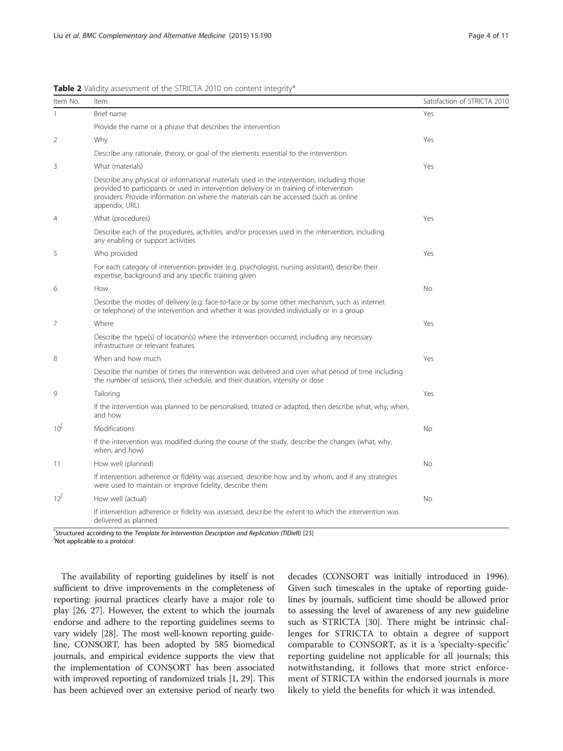**Table 2** Validity assessment of the STRICTA 2010 on content integrity*

| Item No. | Item | Satisfaction of STRICTA 2010 |
|---|---|---|
| 1 | Brief name<br>Provide the name or a phrase that describes the intervention | Yes |
| 2 | Why<br>Describe any rationale, theory, or goal of the elements essential to the intervention | Yes |
| 3 | What (materials)<br>Describe any physical or informational materials used in the intervention, including those provided to participants or used in intervention delivery or in training of intervention providers. Provide information on where the materials can be accessed (such as online appendix, URL) | Yes |
| 4 | What (procedures)<br>Describe each of the procedures, activities, and/or processes used in the intervention, including any enabling or support activities | Yes |
| 5 | Who provided<br>For each category of intervention provider (e.g. psychologist, nursing assistant), describe their expertise, background and any specific training given | Yes |
| 6 | How<br>Describe the modes of delivery (e.g. face-to-face or by some other mechanism, such as internet or telephone) of the intervention and whether it was provided individually or in a group | No |
| 7 | Where<br>Describe the type(s) of location(s) where the intervention occurred, including any necessary infrastructure or relevant features | Yes |
| 8 | When and how much<br>Describe the number of times the intervention was delivered and over what period of time including the number of sessions, their schedule, and their duration, intensity or dose | Yes |
| 9 | Tailoring<br>If the intervention was planned to be personalised, titrated or adapted, then describe what, why, when, and how | Yes |
| 10[ʃ] | Modifications<br>If the intervention was modified during the course of the study, describe the changes (what, why, when, and how) | No |
| 11 | How well (planned)<br>If intervention adherence or fidelity was assessed, describe how and by whom, and if any strategies were used to maintain or improve fidelity, describe them | No |
| 12[ʃ] | How well (actual)<br>If intervention adherence or fidelity was assessed, describe the extent to which the intervention was delivered as planned | No |

*Structured according to the *Template for Intervention Description and Replication (TIDieR)* [23]
[ʃ]Not applicable to a protocol

The availability of reporting guidelines by itself is not sufficient to drive improvements in the completeness of reporting: journal practices clearly have a major role to play [26, 27]. However, the extent to which the journals endorse and adhere to the reporting guidelines seems to vary widely [28]. The most well-known reporting guideline, CONSORT, has been adopted by 585 biomedical journals, and empirical evidence supports the view that the implementation of CONSORT has been associated with improved reporting of randomized trials [1, 29]. This has been achieved over an extensive period of nearly two decades (CONSORT was initially introduced in 1996). Given such timescales in the uptake of reporting guidelines by journals, sufficient time should be allowed prior to assessing the level of awareness of any new guideline such as STRICTA [30]. There might be intrinsic challenges for STRICTA to obtain a degree of support comparable to CONSORT, as it is a 'specialty-specific' reporting guideline not applicable for all journals; this notwithstanding, it follows that more strict enforcement of STRICTA within the endorsed journals is more likely to yield the benefits for which it was intended.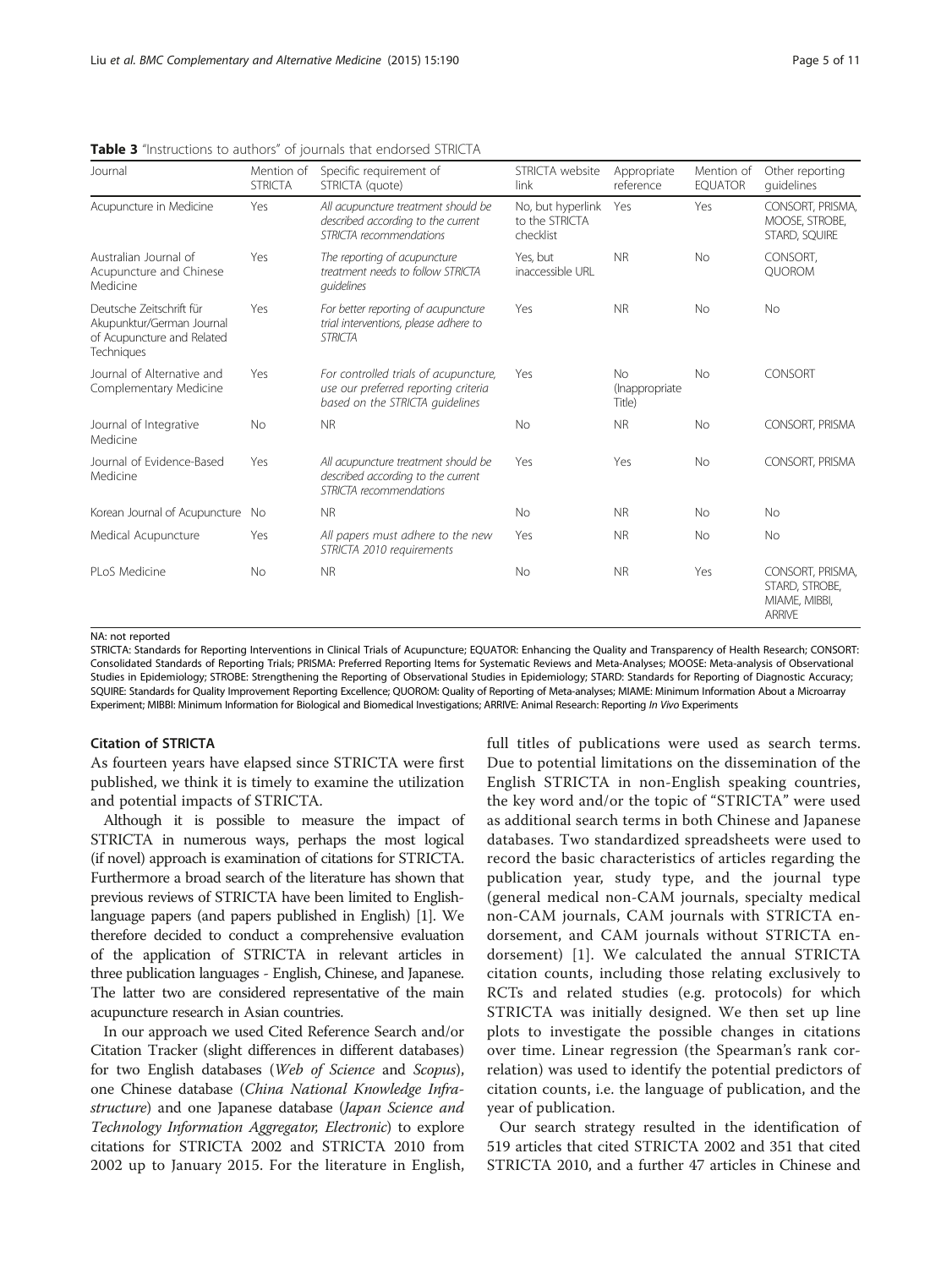**Table 3** "Instructions to authors" of journals that endorsed STRICTA

| Journal | Mention of STRICTA | Specific requirement of STRICTA (quote) | STRICTA website link | Appropriate reference | Mention of EQUATOR | Other reporting guidelines |
|---|---|---|---|---|---|---|
| Acupuncture in Medicine | Yes | *All acupuncture treatment should be described according to the current STRICTA recommendations* | No, but hyperlink to the STRICTA checklist | Yes | Yes | CONSORT, PRISMA, MOOSE, STROBE, STARD, SQUIRE |
| Australian Journal of Acupuncture and Chinese Medicine | Yes | *The reporting of acupuncture treatment needs to follow STRICTA guidelines* | Yes, but inaccessible URL | NR | No | CONSORT, QUOROM |
| Deutsche Zeitschrift für Akupunktur/German Journal of Acupuncture and Related Techniques | Yes | *For better reporting of acupuncture trial interventions, please adhere to STRICTA* | Yes | NR | No | No |
| Journal of Alternative and Complementary Medicine | Yes | *For controlled trials of acupuncture, use our preferred reporting criteria based on the STRICTA guidelines* | Yes | No (Inappropriate Title) | No | CONSORT |
| Journal of Integrative Medicine | No | NR | No | NR | No | CONSORT, PRISMA |
| Journal of Evidence-Based Medicine | Yes | *All acupuncture treatment should be described according to the current STRICTA recommendations* | Yes | Yes | No | CONSORT, PRISMA |
| Korean Journal of Acupuncture | No | NR | No | NR | No | No |
| Medical Acupuncture | Yes | *All papers must adhere to the new STRICTA 2010 requirements* | Yes | NR | No | No |
| PLoS Medicine | No | NR | No | NR | Yes | CONSORT, PRISMA, STARD, STROBE, MIAME, MIBBI, ARRIVE |

NA: not reported

STRICTA: Standards for Reporting Interventions in Clinical Trials of Acupuncture; EQUATOR: Enhancing the Quality and Transparency of Health Research; CONSORT: Consolidated Standards of Reporting Trials; PRISMA: Preferred Reporting Items for Systematic Reviews and Meta-Analyses; MOOSE: Meta-analysis of Observational Studies in Epidemiology; STROBE: Strengthening the Reporting of Observational Studies in Epidemiology; STARD: Standards for Reporting of Diagnostic Accuracy; SQUIRE: Standards for Quality Improvement Reporting Excellence; QUOROM: Quality of Reporting of Meta-analyses; MIAME: Minimum Information About a Microarray Experiment; MIBBI: Minimum Information for Biological and Biomedical Investigations; ARRIVE: Animal Research: Reporting *In Vivo* Experiments

#### Citation of STRICTA

As fourteen years have elapsed since STRICTA were first published, we think it is timely to examine the utilization and potential impacts of STRICTA.

Although it is possible to measure the impact of STRICTA in numerous ways, perhaps the most logical (if novel) approach is examination of citations for STRICTA. Furthermore a broad search of the literature has shown that previous reviews of STRICTA have been limited to English-language papers (and papers published in English) [1]. We therefore decided to conduct a comprehensive evaluation of the application of STRICTA in relevant articles in three publication languages - English, Chinese, and Japanese. The latter two are considered representative of the main acupuncture research in Asian countries.

In our approach we used Cited Reference Search and/or Citation Tracker (slight differences in different databases) for two English databases (*Web of Science* and *Scopus*), one Chinese database (*China National Knowledge Infrastructure*) and one Japanese database (*Japan Science and Technology Information Aggregator, Electronic*) to explore citations for STRICTA 2002 and STRICTA 2010 from 2002 up to January 2015. For the literature in English, full titles of publications were used as search terms. Due to potential limitations on the dissemination of the English STRICTA in non-English speaking countries, the key word and/or the topic of "STRICTA" were used as additional search terms in both Chinese and Japanese databases. Two standardized spreadsheets were used to record the basic characteristics of articles regarding the publication year, study type, and the journal type (general medical non-CAM journals, specialty medical non-CAM journals, CAM journals with STRICTA endorsement, and CAM journals without STRICTA endorsement) [1]. We calculated the annual STRICTA citation counts, including those relating exclusively to RCTs and related studies (e.g. protocols) for which STRICTA was initially designed. We then set up line plots to investigate the possible changes in citations over time. Linear regression (the Spearman's rank correlation) was used to identify the potential predictors of citation counts, i.e. the language of publication, and the year of publication.

Our search strategy resulted in the identification of 519 articles that cited STRICTA 2002 and 351 that cited STRICTA 2010, and a further 47 articles in Chinese and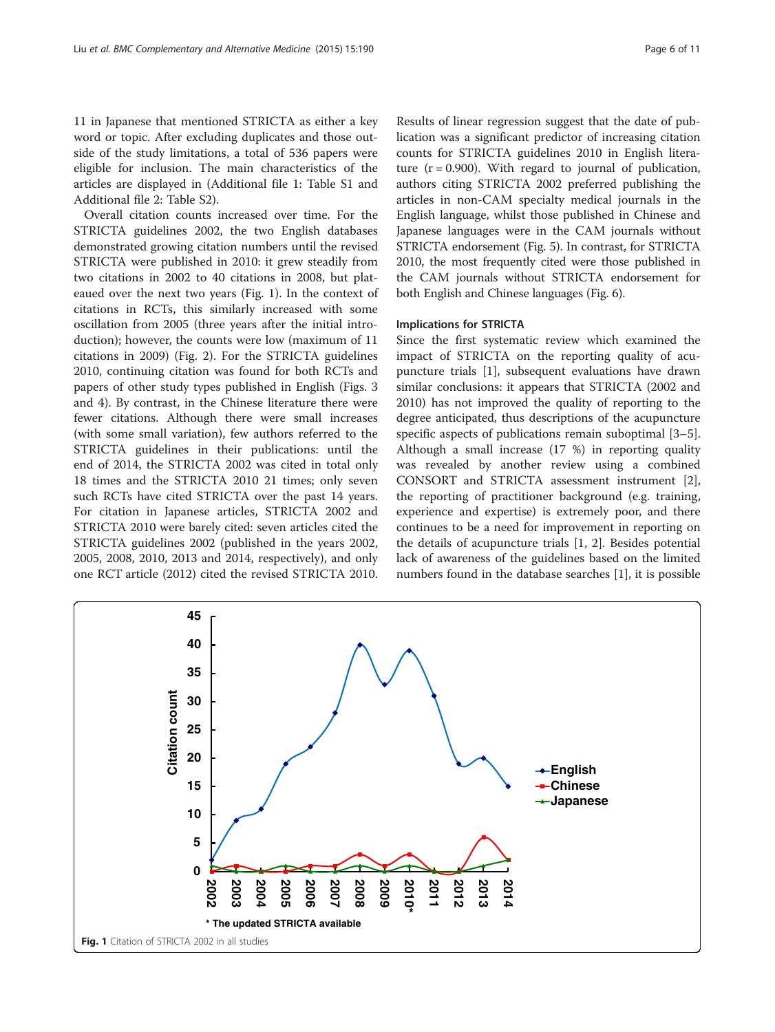11 in Japanese that mentioned STRICTA as either a key word or topic. After excluding duplicates and those outside of the study limitations, a total of 536 papers were eligible for inclusion. The main characteristics of the articles are displayed in (Additional file 1: Table S1 and Additional file 2: Table S2).

Overall citation counts increased over time. For the STRICTA guidelines 2002, the two English databases demonstrated growing citation numbers until the revised STRICTA were published in 2010: it grew steadily from two citations in 2002 to 40 citations in 2008, but plateaued over the next two years (Fig. 1). In the context of citations in RCTs, this similarly increased with some oscillation from 2005 (three years after the initial introduction); however, the counts were low (maximum of 11 citations in 2009) (Fig. 2). For the STRICTA guidelines 2010, continuing citation was found for both RCTs and papers of other study types published in English (Figs. 3 and 4). By contrast, in the Chinese literature there were fewer citations. Although there were small increases (with some small variation), few authors referred to the STRICTA guidelines in their publications: until the end of 2014, the STRICTA 2002 was cited in total only 18 times and the STRICTA 2010 21 times; only seven such RCTs have cited STRICTA over the past 14 years. For citation in Japanese articles, STRICTA 2002 and STRICTA 2010 were barely cited: seven articles cited the STRICTA guidelines 2002 (published in the years 2002, 2005, 2008, 2010, 2013 and 2014, respectively), and only one RCT article (2012) cited the revised STRICTA 2010. Results of linear regression suggest that the date of publication was a significant predictor of increasing citation counts for STRICTA guidelines 2010 in English literature ($r = 0.900$). With regard to journal of publication, authors citing STRICTA 2002 preferred publishing the articles in non-CAM specialty medical journals in the English language, whilst those published in Chinese and Japanese languages were in the CAM journals without STRICTA endorsement (Fig. 5). In contrast, for STRICTA 2010, the most frequently cited were those published in the CAM journals without STRICTA endorsement for both English and Chinese languages (Fig. 6).

### Implications for STRICTA

Since the first systematic review which examined the impact of STRICTA on the reporting quality of acupuncture trials [1], subsequent evaluations have drawn similar conclusions: it appears that STRICTA (2002 and 2010) has not improved the quality of reporting to the degree anticipated, thus descriptions of the acupuncture specific aspects of publications remain suboptimal [3–5]. Although a small increase (17 %) in reporting quality was revealed by another review using a combined CONSORT and STRICTA assessment instrument [2], the reporting of practitioner background (e.g. training, experience and expertise) is extremely poor, and there continues to be a need for improvement in reporting on the details of acupuncture trials [1, 2]. Besides potential lack of awareness of the guidelines based on the limited numbers found in the database searches [1], it is possible

**Fig. 1** Citation of STRICTA 2002 in all studies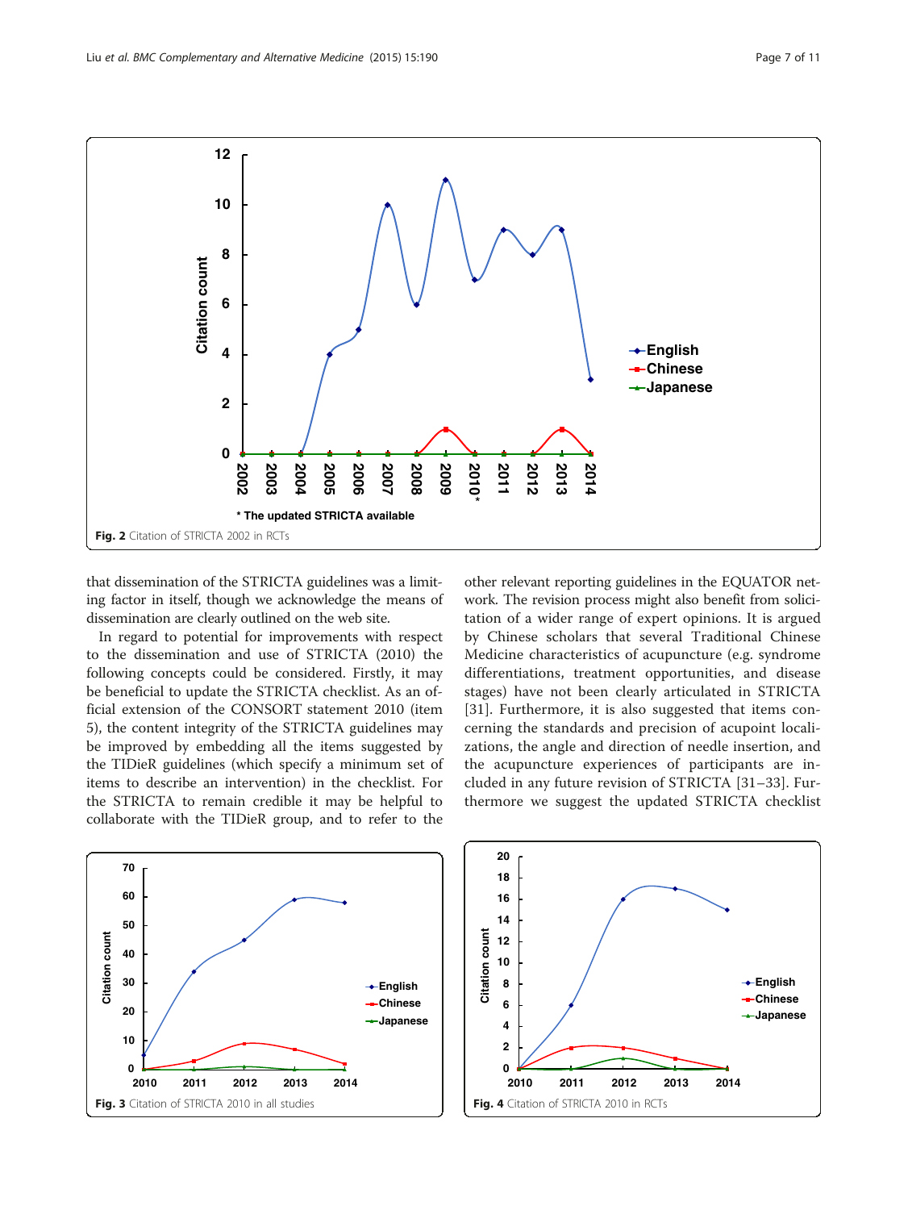Fig. 2 Citation of STRICTA 2002 in RCTs

that dissemination of the STRICTA guidelines was a limiting factor in itself, though we acknowledge the means of dissemination are clearly outlined on the web site.

In regard to potential for improvements with respect to the dissemination and use of STRICTA (2010) the following concepts could be considered. Firstly, it may be beneficial to update the STRICTA checklist. As an official extension of the CONSORT statement 2010 (item 5), the content integrity of the STRICTA guidelines may be improved by embedding all the items suggested by the TIDieR guidelines (which specify a minimum set of items to describe an intervention) in the checklist. For the STRICTA to remain credible it may be helpful to collaborate with the TIDieR group, and to refer to the other relevant reporting guidelines in the EQUATOR network. The revision process might also benefit from solicitation of a wider range of expert opinions. It is argued by Chinese scholars that several Traditional Chinese Medicine characteristics of acupuncture (e.g. syndrome differentiations, treatment opportunities, and disease stages) have not been clearly articulated in STRICTA [31]. Furthermore, it is also suggested that items concerning the standards and precision of acupoint localizations, the angle and direction of needle insertion, and the acupuncture experiences of participants are included in any future revision of STRICTA [31–33]. Furthermore we suggest the updated STRICTA checklist

Fig. 3 Citation of STRICTA 2010 in all studies

Fig. 4 Citation of STRICTA 2010 in RCTs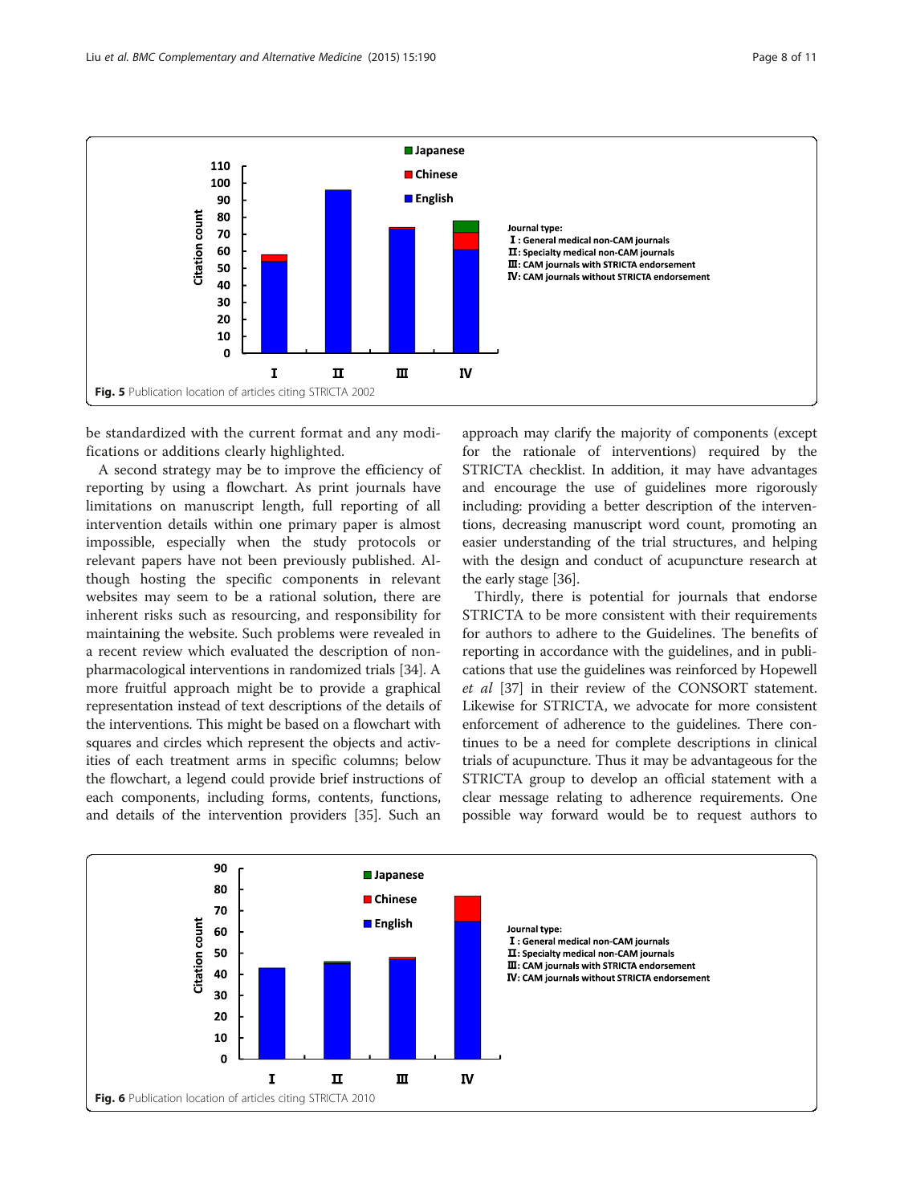Fig. 5 Publication location of articles citing STRICTA 2002

be standardized with the current format and any modifications or additions clearly highlighted.

A second strategy may be to improve the efficiency of reporting by using a flowchart. As print journals have limitations on manuscript length, full reporting of all intervention details within one primary paper is almost impossible, especially when the study protocols or relevant papers have not been previously published. Although hosting the specific components in relevant websites may seem to be a rational solution, there are inherent risks such as resourcing, and responsibility for maintaining the website. Such problems were revealed in a recent review which evaluated the description of non-pharmacological interventions in randomized trials [34]. A more fruitful approach might be to provide a graphical representation instead of text descriptions of the details of the interventions. This might be based on a flowchart with squares and circles which represent the objects and activities of each treatment arms in specific columns; below the flowchart, a legend could provide brief instructions of each components, including forms, contents, functions, and details of the intervention providers [35]. Such an approach may clarify the majority of components (except for the rationale of interventions) required by the STRICTA checklist. In addition, it may have advantages and encourage the use of guidelines more rigorously including: providing a better description of the interventions, decreasing manuscript word count, promoting an easier understanding of the trial structures, and helping with the design and conduct of acupuncture research at the early stage [36].

Thirdly, there is potential for journals that endorse STRICTA to be more consistent with their requirements for authors to adhere to the Guidelines. The benefits of reporting in accordance with the guidelines, and in publications that use the guidelines was reinforced by Hopewell *et al* [37] in their review of the CONSORT statement. Likewise for STRICTA, we advocate for more consistent enforcement of adherence to the guidelines. There continues to be a need for complete descriptions in clinical trials of acupuncture. Thus it may be advantageous for the STRICTA group to develop an official statement with a clear message relating to adherence requirements. One possible way forward would be to request authors to

Fig. 6 Publication location of articles citing STRICTA 2010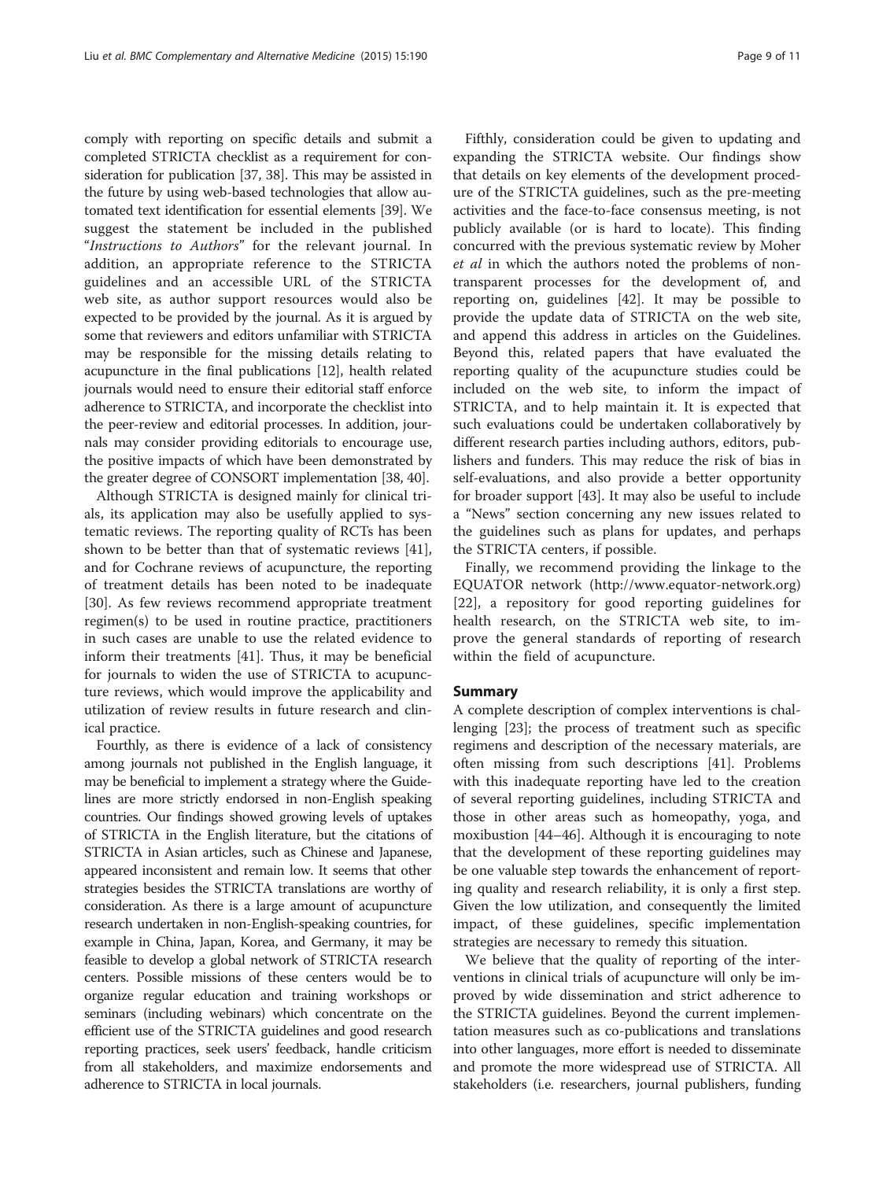comply with reporting on specific details and submit a completed STRICTA checklist as a requirement for consideration for publication [37, 38]. This may be assisted in the future by using web-based technologies that allow automated text identification for essential elements [39]. We suggest the statement be included in the published "*Instructions to Authors*" for the relevant journal. In addition, an appropriate reference to the STRICTA guidelines and an accessible URL of the STRICTA web site, as author support resources would also be expected to be provided by the journal. As it is argued by some that reviewers and editors unfamiliar with STRICTA may be responsible for the missing details relating to acupuncture in the final publications [12], health related journals would need to ensure their editorial staff enforce adherence to STRICTA, and incorporate the checklist into the peer-review and editorial processes. In addition, journals may consider providing editorials to encourage use, the positive impacts of which have been demonstrated by the greater degree of CONSORT implementation [38, 40].

Although STRICTA is designed mainly for clinical trials, its application may also be usefully applied to systematic reviews. The reporting quality of RCTs has been shown to be better than that of systematic reviews [41], and for Cochrane reviews of acupuncture, the reporting of treatment details has been noted to be inadequate [30]. As few reviews recommend appropriate treatment regimen(s) to be used in routine practice, practitioners in such cases are unable to use the related evidence to inform their treatments [41]. Thus, it may be beneficial for journals to widen the use of STRICTA to acupuncture reviews, which would improve the applicability and utilization of review results in future research and clinical practice.

Fourthly, as there is evidence of a lack of consistency among journals not published in the English language, it may be beneficial to implement a strategy where the Guidelines are more strictly endorsed in non-English speaking countries. Our findings showed growing levels of uptakes of STRICTA in the English literature, but the citations of STRICTA in Asian articles, such as Chinese and Japanese, appeared inconsistent and remain low. It seems that other strategies besides the STRICTA translations are worthy of consideration. As there is a large amount of acupuncture research undertaken in non-English-speaking countries, for example in China, Japan, Korea, and Germany, it may be feasible to develop a global network of STRICTA research centers. Possible missions of these centers would be to organize regular education and training workshops or seminars (including webinars) which concentrate on the efficient use of the STRICTA guidelines and good research reporting practices, seek users' feedback, handle criticism from all stakeholders, and maximize endorsements and adherence to STRICTA in local journals.

Fifthly, consideration could be given to updating and expanding the STRICTA website. Our findings show that details on key elements of the development procedure of the STRICTA guidelines, such as the pre-meeting activities and the face-to-face consensus meeting, is not publicly available (or is hard to locate). This finding concurred with the previous systematic review by Moher *et al* in which the authors noted the problems of non-transparent processes for the development of, and reporting on, guidelines [42]. It may be possible to provide the update data of STRICTA on the web site, and append this address in articles on the Guidelines. Beyond this, related papers that have evaluated the reporting quality of the acupuncture studies could be included on the web site, to inform the impact of STRICTA, and to help maintain it. It is expected that such evaluations could be undertaken collaboratively by different research parties including authors, editors, publishers and funders. This may reduce the risk of bias in self-evaluations, and also provide a better opportunity for broader support [43]. It may also be useful to include a "News" section concerning any new issues related to the guidelines such as plans for updates, and perhaps the STRICTA centers, if possible.

Finally, we recommend providing the linkage to the EQUATOR network (http://www.equator-network.org) [22], a repository for good reporting guidelines for health research, on the STRICTA web site, to improve the general standards of reporting of research within the field of acupuncture.

## Summary

A complete description of complex interventions is challenging [23]; the process of treatment such as specific regimens and description of the necessary materials, are often missing from such descriptions [41]. Problems with this inadequate reporting have led to the creation of several reporting guidelines, including STRICTA and those in other areas such as homeopathy, yoga, and moxibustion [44–46]. Although it is encouraging to note that the development of these reporting guidelines may be one valuable step towards the enhancement of reporting quality and research reliability, it is only a first step. Given the low utilization, and consequently the limited impact, of these guidelines, specific implementation strategies are necessary to remedy this situation.

We believe that the quality of reporting of the interventions in clinical trials of acupuncture will only be improved by wide dissemination and strict adherence to the STRICTA guidelines. Beyond the current implementation measures such as co-publications and translations into other languages, more effort is needed to disseminate and promote the more widespread use of STRICTA. All stakeholders (i.e. researchers, journal publishers, funding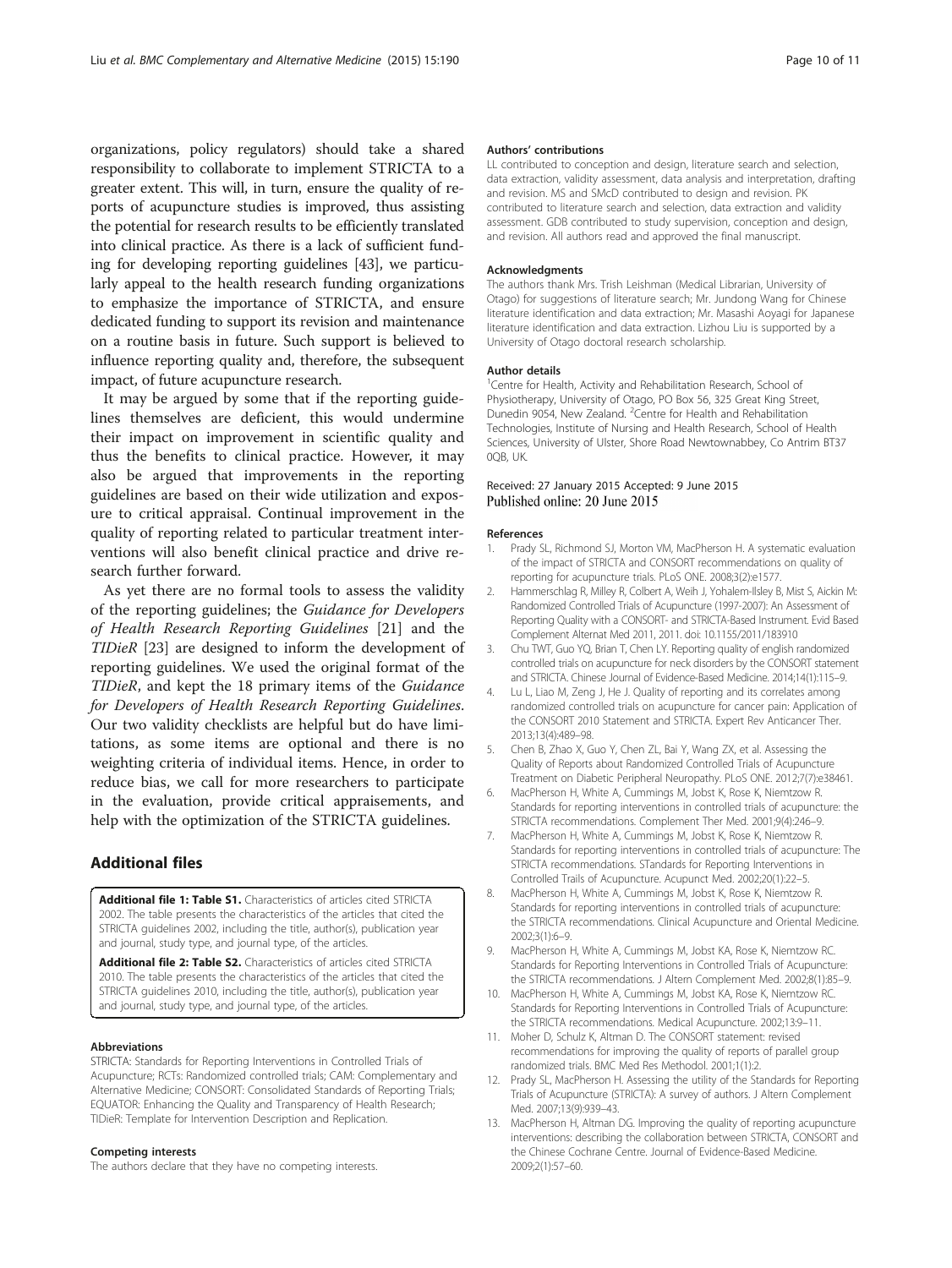organizations, policy regulators) should take a shared responsibility to collaborate to implement STRICTA to a greater extent. This will, in turn, ensure the quality of reports of acupuncture studies is improved, thus assisting the potential for research results to be efficiently translated into clinical practice. As there is a lack of sufficient funding for developing reporting guidelines [43], we particularly appeal to the health research funding organizations to emphasize the importance of STRICTA, and ensure dedicated funding to support its revision and maintenance on a routine basis in future. Such support is believed to influence reporting quality and, therefore, the subsequent impact, of future acupuncture research.

It may be argued by some that if the reporting guidelines themselves are deficient, this would undermine their impact on improvement in scientific quality and thus the benefits to clinical practice. However, it may also be argued that improvements in the reporting guidelines are based on their wide utilization and exposure to critical appraisal. Continual improvement in the quality of reporting related to particular treatment interventions will also benefit clinical practice and drive research further forward.

As yet there are no formal tools to assess the validity of the reporting guidelines; the *Guidance for Developers of Health Research Reporting Guidelines* [21] and the *TIDieR* [23] are designed to inform the development of reporting guidelines. We used the original format of the *TIDieR*, and kept the 18 primary items of the *Guidance for Developers of Health Research Reporting Guidelines*. Our two validity checklists are helpful but do have limitations, as some items are optional and there is no weighting criteria of individual items. Hence, in order to reduce bias, we call for more researchers to participate in the evaluation, provide critical appraisements, and help with the optimization of the STRICTA guidelines.

## Additional files

**Additional file 1: Table S1.** Characteristics of articles cited STRICTA 2002. The table presents the characteristics of the articles that cited the STRICTA guidelines 2002, including the title, author(s), publication year and journal, study type, and journal type, of the articles.

**Additional file 2: Table S2.** Characteristics of articles cited STRICTA 2010. The table presents the characteristics of the articles that cited the STRICTA guidelines 2010, including the title, author(s), publication year and journal, study type, and journal type, of the articles.

#### Abbreviations

STRICTA: Standards for Reporting Interventions in Controlled Trials of Acupuncture; RCTs: Randomized controlled trials; CAM: Complementary and Alternative Medicine; CONSORT: Consolidated Standards of Reporting Trials; EQUATOR: Enhancing the Quality and Transparency of Health Research; TIDieR: Template for Intervention Description and Replication.

#### Competing interests

The authors declare that they have no competing interests.

#### Authors' contributions

LL contributed to conception and design, literature search and selection, data extraction, validity assessment, data analysis and interpretation, drafting and revision. MS and SMcD contributed to design and revision. PK contributed to literature search and selection, data extraction and validity assessment. GDB contributed to study supervision, conception and design, and revision. All authors read and approved the final manuscript.

#### Acknowledgments

The authors thank Mrs. Trish Leishman (Medical Librarian, University of Otago) for suggestions of literature search; Mr. Jundong Wang for Chinese literature identification and data extraction; Mr. Masashi Aoyagi for Japanese literature identification and data extraction. Lizhou Liu is supported by a University of Otago doctoral research scholarship.

#### Author details

[1]Centre for Health, Activity and Rehabilitation Research, School of Physiotherapy, University of Otago, PO Box 56, 325 Great King Street, Dunedin 9054, New Zealand. [2]Centre for Health and Rehabilitation Technologies, Institute of Nursing and Health Research, School of Health Sciences, University of Ulster, Shore Road Newtownabbey, Co Antrim BT37 0QB, UK.

Received: 27 January 2015 Accepted: 9 June 2015
Published online: 20 June 2015

#### References

1. Prady SL, Richmond SJ, Morton VM, MacPherson H. A systematic evaluation of the impact of STRICTA and CONSORT recommendations on quality of reporting for acupuncture trials. PLoS ONE. 2008;3(2):e1577.
2. Hammerschlag R, Milley R, Colbert A, Weih J, Yohalem-Ilsley B, Mist S, Aickin M: Randomized Controlled Trials of Acupuncture (1997-2007): An Assessment of Reporting Quality with a CONSORT- and STRICTA-Based Instrument. Evid Based Complement Alternat Med 2011, 2011. doi: 10.1155/2011/183910
3. Chu TWT, Guo YQ, Brian T, Chen LY. Reporting quality of english randomized controlled trials on acupuncture for neck disorders by the CONSORT statement and STRICTA. Chinese Journal of Evidence-Based Medicine. 2014;14(1):115–9.
4. Lu L, Liao M, Zeng J, He J. Quality of reporting and its correlates among randomized controlled trials on acupuncture for cancer pain: Application of the CONSORT 2010 Statement and STRICTA. Expert Rev Anticancer Ther. 2013;13(4):489–98.
5. Chen B, Zhao X, Guo Y, Chen ZL, Bai Y, Wang ZX, et al. Assessing the Quality of Reports about Randomized Controlled Trials of Acupuncture Treatment on Diabetic Peripheral Neuropathy. PLoS ONE. 2012;7(7):e38461.
6. MacPherson H, White A, Cummings M, Jobst K, Rose K, Niemtzow R. Standards for reporting interventions in controlled trials of acupuncture: the STRICTA recommendations. Complement Ther Med. 2001;9(4):246–9.
7. MacPherson H, White A, Cummings M, Jobst K, Rose K, Niemtzow R. Standards for reporting interventions in controlled trials of acupuncture: The STRICTA recommendations. STandards for Reporting Interventions in Controlled Trails of Acupuncture. Acupunct Med. 2002;20(1):22–5.
8. MacPherson H, White A, Cummings M, Jobst K, Rose K, Niemtzow R. Standards for reporting interventions in controlled trials of acupuncture: the STRICTA recommendations. Clinical Acupuncture and Oriental Medicine. 2002;3(1):6–9.
9. MacPherson H, White A, Cummings M, Jobst KA, Rose K, Niemtzow RC. Standards for Reporting Interventions in Controlled Trials of Acupuncture: the STRICTA recommendations. J Altern Complement Med. 2002;8(1):85–9.
10. MacPherson H, White A, Cummings M, Jobst KA, Rose K, Niemtzow RC. Standards for Reporting Interventions in Controlled Trials of Acupuncture: the STRICTA recommendations. Medical Acupuncture. 2002;13:9–11.
11. Moher D, Schulz K, Altman D. The CONSORT statement: revised recommendations for improving the quality of reports of parallel group randomized trials. BMC Med Res Methodol. 2001;1(1):2.
12. Prady SL, MacPherson H. Assessing the utility of the Standards for Reporting Trials of Acupuncture (STRICTA): A survey of authors. J Altern Complement Med. 2007;13(9):939–43.
13. MacPherson H, Altman DG. Improving the quality of reporting acupuncture interventions: describing the collaboration between STRICTA, CONSORT and the Chinese Cochrane Centre. Journal of Evidence-Based Medicine. 2009;2(1):57–60.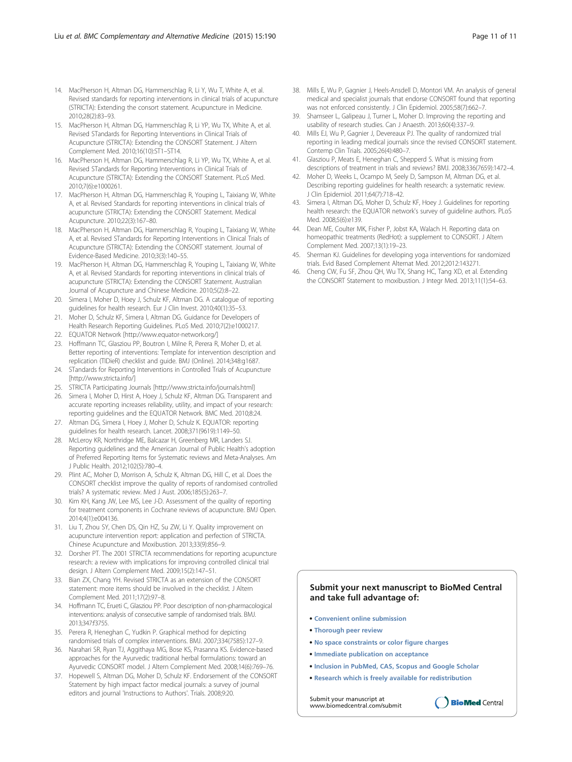14. MacPherson H, Altman DG, Hammerschlag R, Li Y, Wu T, White A, et al. Revised standards for reporting interventions in clinical trials of acupuncture (STRICTA): Extending the consort statement. Acupuncture in Medicine. 2010;28(2):83–93.
15. MacPherson H, Altman DG, Hammerschlag R, Li YP, Wu TX, White A, et al. Revised STandards for Reporting Interventions in Clinical Trials of Acupuncture (STRICTA): Extending the CONSORT Statement. J Altern Complement Med. 2010;16(10):ST1–ST14.
16. MacPherson H, Altman DG, Hammerschlag R, Li YP, Wu TX, White A, et al. Revised STandards for Reporting Interventions in Clinical Trials of Acupuncture (STRICTA): Extending the CONSORT Statement. PLoS Med. 2010;7(6):e1000261.
17. MacPherson H, Altman DG, Hammerschlag R, Youping L, Taixiang W, White A, et al. Revised Standards for reporting interventions in clinical trials of acupuncture (STRICTA): Extending the CONSORT Statement. Medical Acupuncture. 2010;22(3):167–80.
18. MacPherson H, Altman DG, Hammerschlag R, Youping L, Taixiang W, White A, et al. Revised STandards for Reporting Interventions in Clinical Trials of Acupuncture (STRICTA): Extending the CONSORT statement. Journal of Evidence-Based Medicine. 2010;3(3):140–55.
19. MacPherson H, Altman DG, Hammerschlag R, Youping L, Taixiang W, White A, et al. Revised Standards for reporting interventions in clinical trials of acupuncture (STRICTA): Extending the CONSORT Statement. Australian Journal of Acupuncture and Chinese Medicine. 2010;5(2):8–22.
20. Simera I, Moher D, Hoey J, Schulz KF, Altman DG. A catalogue of reporting guidelines for health research. Eur J Clin Invest. 2010;40(1):35–53.
21. Moher D, Schulz KF, Simera I, Altman DG. Guidance for Developers of Health Research Reporting Guidelines. PLoS Med. 2010;7(2):e1000217.
22. EQUATOR Network [http://www.equator-network.org/]
23. Hoffmann TC, Glasziou PP, Boutron I, Milne R, Perera R, Moher D, et al. Better reporting of interventions: Template for intervention description and replication (TIDieR) checklist and guide. BMJ (Online). 2014;348:g1687.
24. STandards for Reporting Interventions in Controlled Trials of Acupuncture [http://www.stricta.info/]
25. STRICTA Participating Journals [http://www.stricta.info/journals.html]
26. Simera I, Moher D, Hirst A, Hoey J, Schulz KF, Altman DG. Transparent and accurate reporting increases reliability, utility, and impact of your research: reporting guidelines and the EQUATOR Network. BMC Med. 2010;8:24.
27. Altman DG, Simera I, Hoey J, Moher D, Schulz K. EQUATOR: reporting guidelines for health research. Lancet. 2008;371(9619):1149–50.
28. McLeroy KR, Northridge ME, Balcazar H, Greenberg MR, Landers SJ. Reporting guidelines and the American Journal of Public Health's adoption of Preferred Reporting Items for Systematic reviews and Meta-Analyses. Am J Public Health. 2012;102(5):780–4.
29. Plint AC, Moher D, Morrison A, Schulz K, Altman DG, Hill C, et al. Does the CONSORT checklist improve the quality of reports of randomised controlled trials? A systematic review. Med J Aust. 2006;185(5):263–7.
30. Kim KH, Kang JW, Lee MS, Lee J-D. Assessment of the quality of reporting for treatment components in Cochrane reviews of acupuncture. BMJ Open. 2014;4(1):e004136.
31. Liu T, Zhou SY, Chen DS, Qin HZ, Su ZW, Li Y. Quality improvement on acupuncture intervention report: application and perfection of STRICTA. Chinese Acupuncture and Moxibustion. 2013;33(9):856–9.
32. Dorsher PT. The 2001 STRICTA recommendations for reporting acupuncture research: a review with implications for improving controlled clinical trial design. J Altern Complement Med. 2009;15(2):147–51.
33. Bian ZX, Chang YH. Revised STRICTA as an extension of the CONSORT statement: more items should be involved in the checklist. J Altern Complement Med. 2011;17(2):97–8.
34. Hoffmann TC, Erueti C, Glasziou PP. Poor description of non-pharmacological interventions: analysis of consecutive sample of randomised trials. BMJ. 2013;347:f3755.
35. Perera R, Heneghan C, Yudkin P. Graphical method for depicting randomised trials of complex interventions. BMJ. 2007;334(7585):127–9.
36. Narahari SR, Ryan TJ, Aggithaya MG, Bose KS, Prasanna KS. Evidence-based approaches for the Ayurvedic traditional herbal formulations: toward an Ayurvedic CONSORT model. J Altern Complement Med. 2008;14(6):769–76.
37. Hopewell S, Altman DG, Moher D, Schulz KF. Endorsement of the CONSORT Statement by high impact factor medical journals: a survey of journal editors and journal 'Instructions to Authors'. Trials. 2008;9:20.
38. Mills E, Wu P, Gagnier J, Heels-Ansdell D, Montori VM. An analysis of general medical and specialist journals that endorse CONSORT found that reporting was not enforced consistently. J Clin Epidemiol. 2005;58(7):662–7.
39. Shamseer L, Galipeau J, Turner L, Moher D. Improving the reporting and usability of research studies. Can J Anaesth. 2013;60(4):337–9.
40. Mills EJ, Wu P, Gagnier J, Devereaux PJ. The quality of randomized trial reporting in leading medical journals since the revised CONSORT statement. Contemp Clin Trials. 2005;26(4):480–7.
41. Glasziou P, Meats E, Heneghan C, Shepperd S. What is missing from descriptions of treatment in trials and reviews? BMJ. 2008;336(7659):1472–4.
42. Moher D, Weeks L, Ocampo M, Seely D, Sampson M, Altman DG, et al. Describing reporting guidelines for health research: a systematic review. J Clin Epidemiol. 2011;64(7):718–42.
43. Simera I, Altman DG, Moher D, Schulz KF, Hoey J. Guidelines for reporting health research: the EQUATOR network's survey of guideline authors. PLoS Med. 2008;5(6):e139.
44. Dean ME, Coulter MK, Fisher P, Jobst KA, Walach H. Reporting data on homeopathic treatments (RedHot): a supplement to CONSORT. J Altern Complement Med. 2007;13(1):19–23.
45. Sherman KJ. Guidelines for developing yoga interventions for randomized trials. Evid Based Complement Alternat Med. 2012;2012:143271.
46. Cheng CW, Fu SF, Zhou QH, Wu TX, Shang HC, Tang XD, et al. Extending the CONSORT Statement to moxibustion. J Integr Med. 2013;11(1):54–63.

**Submit your next manuscript to BioMed Central and take full advantage of:**

- **Convenient online submission**
- **Thorough peer review**
- **No space constraints or color figure charges**
- **Immediate publication on acceptance**
- **Inclusion in PubMed, CAS, Scopus and Google Scholar**
- **Research which is freely available for redistribution**

Submit your manuscript at
www.biomedcentral.com/submit

BioMed Central